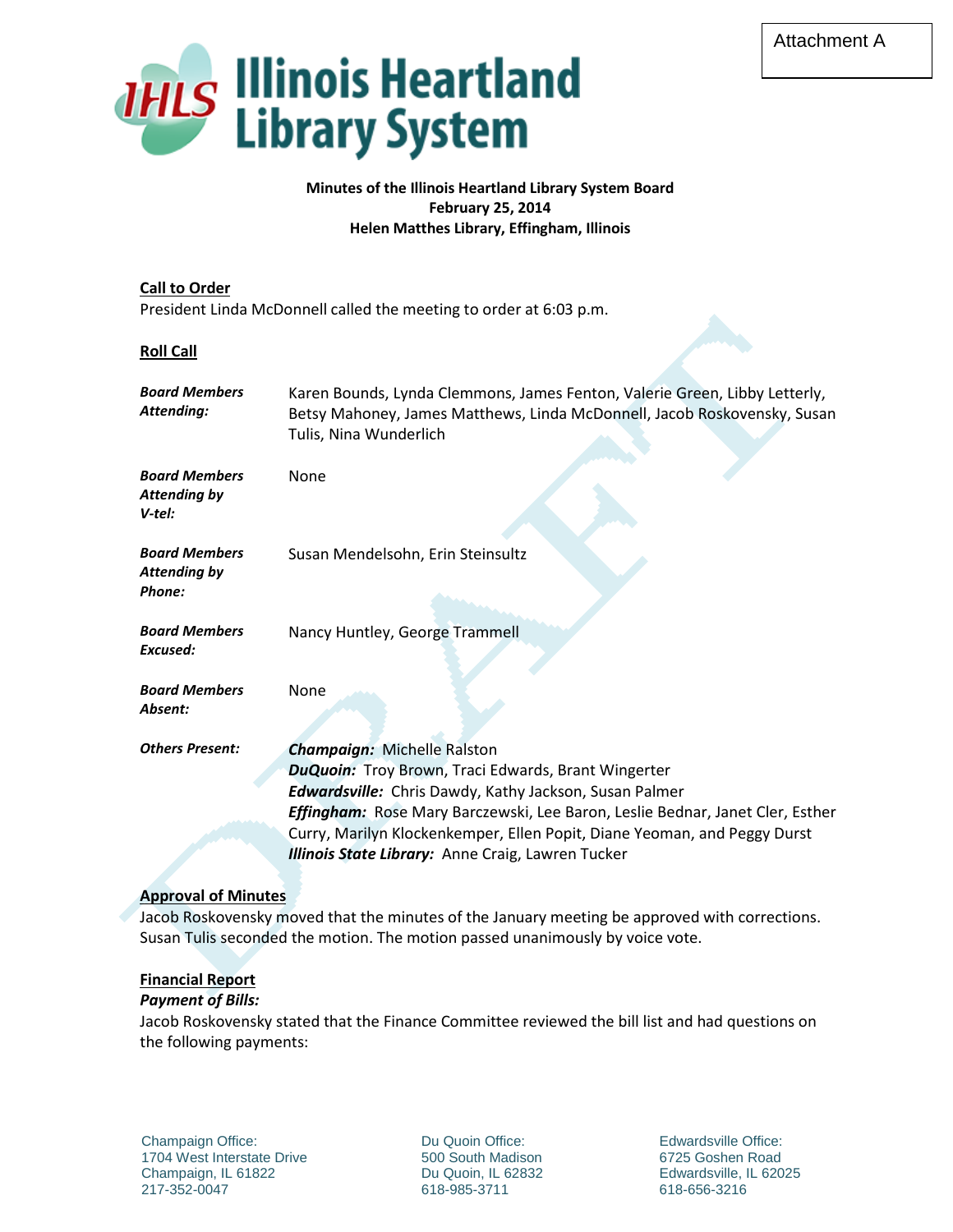Attachment A

Illinois Heartland Library System

**Minutes of the Illinois Heartland Library System Board**
**February 25, 2014**
**Helen Matthes Library, Effingham, Illinois**

## Call to Order

President Linda McDonnell called the meeting to order at 6:03 p.m.

## Roll Call

| | |
|---|---|
| ***Board Members Attending:*** | Karen Bounds, Lynda Clemmons, James Fenton, Valerie Green, Libby Letterly, Betsy Mahoney, James Matthews, Linda McDonnell, Jacob Roskovensky, Susan Tulis, Nina Wunderlich |
| ***Board Members Attending by V-tel:*** | None |
| ***Board Members Attending by Phone:*** | Susan Mendelsohn, Erin Steinsultz |
| ***Board Members Excused:*** | Nancy Huntley, George Trammell |
| ***Board Members Absent:*** | None |
| ***Others Present:*** | ***Champaign:*** Michelle Ralston<br>***DuQuoin:*** Troy Brown, Traci Edwards, Brant Wingerter<br>***Edwardsville:*** Chris Dawdy, Kathy Jackson, Susan Palmer<br>***Effingham:*** Rose Mary Barczewski, Lee Baron, Leslie Bednar, Janet Cler, Esther Curry, Marilyn Klockenkemper, Ellen Popit, Diane Yeoman, and Peggy Durst<br>***Illinois State Library:*** Anne Craig, Lawren Tucker |

## Approval of Minutes

Jacob Roskovensky moved that the minutes of the January meeting be approved with corrections. Susan Tulis seconded the motion. The motion passed unanimously by voice vote.

## Financial Report

***Payment of Bills:***

Jacob Roskovensky stated that the Finance Committee reviewed the bill list and had questions on the following payments: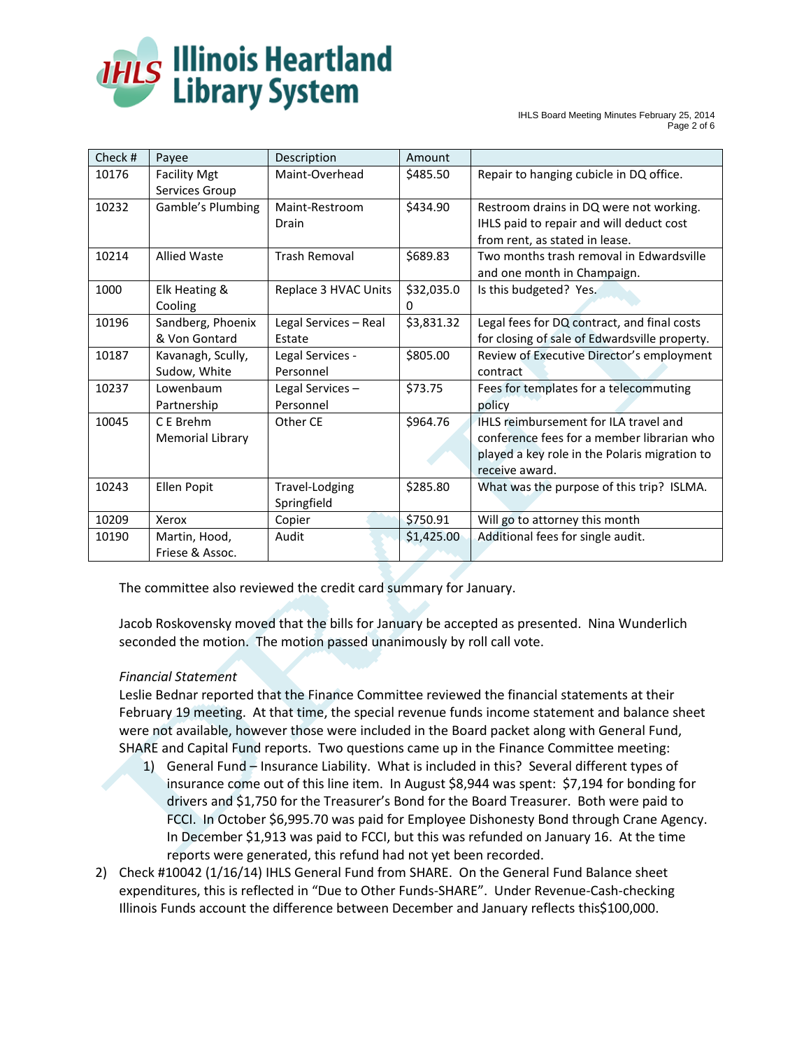| Check # | Payee | Description | Amount | |
|---|---|---|---|---|
| 10176 | Facility Mgt Services Group | Maint-Overhead | $485.50 | Repair to hanging cubicle in DQ office. |
| 10232 | Gamble's Plumbing | Maint-Restroom Drain | $434.90 | Restroom drains in DQ were not working. IHLS paid to repair and will deduct cost from rent, as stated in lease. |
| 10214 | Allied Waste | Trash Removal | $689.83 | Two months trash removal in Edwardsville and one month in Champaign. |
| 1000 | Elk Heating & Cooling | Replace 3 HVAC Units | $32,035.00 | Is this budgeted? Yes. |
| 10196 | Sandberg, Phoenix & Von Gontard | Legal Services – Real Estate | $3,831.32 | Legal fees for DQ contract, and final costs for closing of sale of Edwardsville property. |
| 10187 | Kavanagh, Scully, Sudow, White | Legal Services - Personnel | $805.00 | Review of Executive Director's employment contract |
| 10237 | Lowenbaum Partnership | Legal Services – Personnel | $73.75 | Fees for templates for a telecommuting policy |
| 10045 | C E Brehm Memorial Library | Other CE | $964.76 | IHLS reimbursement for ILA travel and conference fees for a member librarian who played a key role in the Polaris migration to receive award. |
| 10243 | Ellen Popit | Travel-Lodging Springfield | $285.80 | What was the purpose of this trip? ISLMA. |
| 10209 | Xerox | Copier | $750.91 | Will go to attorney this month |
| 10190 | Martin, Hood, Friese & Assoc. | Audit | $1,425.00 | Additional fees for single audit. |

The committee also reviewed the credit card summary for January.

Jacob Roskovensky moved that the bills for January be accepted as presented. Nina Wunderlich seconded the motion. The motion passed unanimously by roll call vote.

*Financial Statement*

Leslie Bednar reported that the Finance Committee reviewed the financial statements at their February 19 meeting. At that time, the special revenue funds income statement and balance sheet were not available, however those were included in the Board packet along with General Fund, SHARE and Capital Fund reports. Two questions came up in the Finance Committee meeting:

1) General Fund – Insurance Liability. What is included in this? Several different types of insurance come out of this line item. In August $8,944 was spent: $7,194 for bonding for drivers and $1,750 for the Treasurer's Bond for the Board Treasurer. Both were paid to FCCI. In October $6,995.70 was paid for Employee Dishonesty Bond through Crane Agency. In December $1,913 was paid to FCCI, but this was refunded on January 16. At the time reports were generated, this refund had not yet been recorded.

2) Check #10042 (1/16/14) IHLS General Fund from SHARE. On the General Fund Balance sheet expenditures, this is reflected in "Due to Other Funds-SHARE". Under Revenue-Cash-checking Illinois Funds account the difference between December and January reflects this$100,000.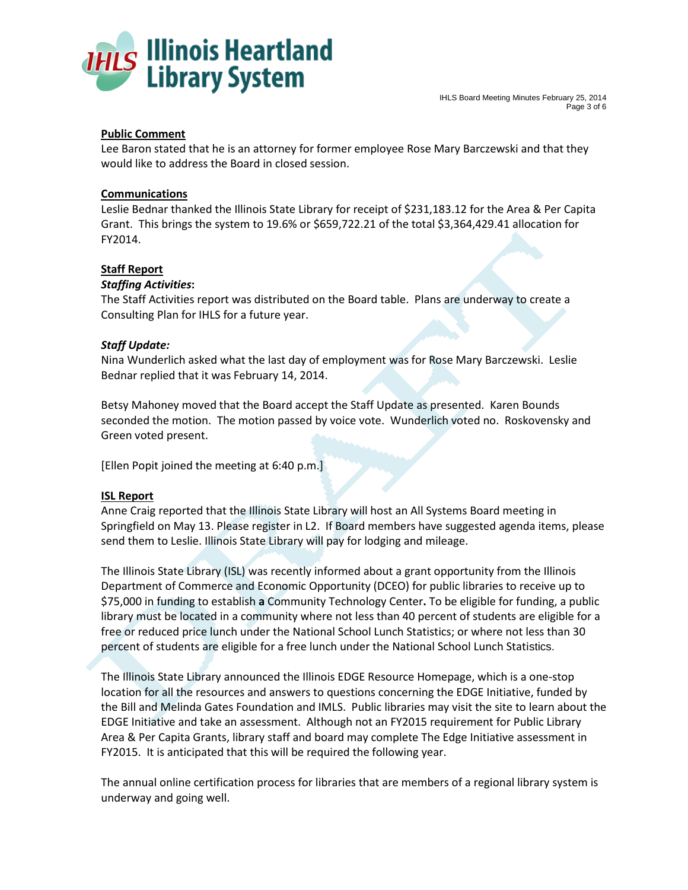### Public Comment

Lee Baron stated that he is an attorney for former employee Rose Mary Barczewski and that they would like to address the Board in closed session.

### Communications

Leslie Bednar thanked the Illinois State Library for receipt of $231,183.12 for the Area & Per Capita Grant. This brings the system to 19.6% or $659,722.21 of the total $3,364,429.41 allocation for FY2014.

### Staff Report

***Staffing Activities*:**

The Staff Activities report was distributed on the Board table. Plans are underway to create a Consulting Plan for IHLS for a future year.

***Staff Update:***

Nina Wunderlich asked what the last day of employment was for Rose Mary Barczewski. Leslie Bednar replied that it was February 14, 2014.

Betsy Mahoney moved that the Board accept the Staff Update as presented. Karen Bounds seconded the motion. The motion passed by voice vote. Wunderlich voted no. Roskovensky and Green voted present.

[Ellen Popit joined the meeting at 6:40 p.m.]

### ISL Report

Anne Craig reported that the Illinois State Library will host an All Systems Board meeting in Springfield on May 13. Please register in L2. If Board members have suggested agenda items, please send them to Leslie. Illinois State Library will pay for lodging and mileage.

The Illinois State Library (ISL) was recently informed about a grant opportunity from the Illinois Department of Commerce and Economic Opportunity (DCEO) for public libraries to receive up to $75,000 in funding to establish **a** Community Technology Center**.** To be eligible for funding, a public library must be located in a community where not less than 40 percent of students are eligible for a free or reduced price lunch under the National School Lunch Statistics; or where not less than 30 percent of students are eligible for a free lunch under the National School Lunch Statistics.

The Illinois State Library announced the Illinois EDGE Resource Homepage, which is a one-stop location for all the resources and answers to questions concerning the EDGE Initiative, funded by the Bill and Melinda Gates Foundation and IMLS. Public libraries may visit the site to learn about the EDGE Initiative and take an assessment. Although not an FY2015 requirement for Public Library Area & Per Capita Grants, library staff and board may complete The Edge Initiative assessment in FY2015. It is anticipated that this will be required the following year.

The annual online certification process for libraries that are members of a regional library system is underway and going well.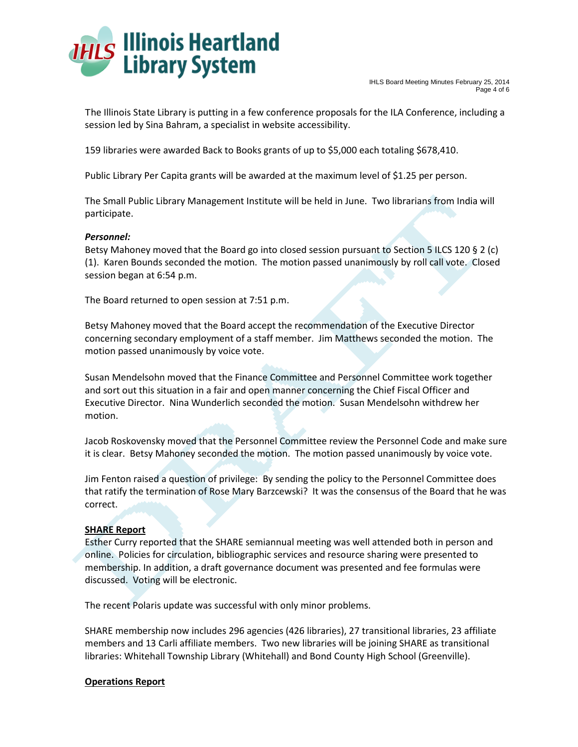The Illinois State Library is putting in a few conference proposals for the ILA Conference, including a session led by Sina Bahram, a specialist in website accessibility.

159 libraries were awarded Back to Books grants of up to $5,000 each totaling $678,410.

Public Library Per Capita grants will be awarded at the maximum level of $1.25 per person.

The Small Public Library Management Institute will be held in June. Two librarians from India will participate.

***Personnel:***

Betsy Mahoney moved that the Board go into closed session pursuant to Section 5 ILCS 120 § 2 (c) (1). Karen Bounds seconded the motion. The motion passed unanimously by roll call vote. Closed session began at 6:54 p.m.

The Board returned to open session at 7:51 p.m.

Betsy Mahoney moved that the Board accept the recommendation of the Executive Director concerning secondary employment of a staff member. Jim Matthews seconded the motion. The motion passed unanimously by voice vote.

Susan Mendelsohn moved that the Finance Committee and Personnel Committee work together and sort out this situation in a fair and open manner concerning the Chief Fiscal Officer and Executive Director. Nina Wunderlich seconded the motion. Susan Mendelsohn withdrew her motion.

Jacob Roskovensky moved that the Personnel Committee review the Personnel Code and make sure it is clear. Betsy Mahoney seconded the motion. The motion passed unanimously by voice vote.

Jim Fenton raised a question of privilege: By sending the policy to the Personnel Committee does that ratify the termination of Rose Mary Barzcewski? It was the consensus of the Board that he was correct.

**SHARE Report**

Esther Curry reported that the SHARE semiannual meeting was well attended both in person and online. Policies for circulation, bibliographic services and resource sharing were presented to membership. In addition, a draft governance document was presented and fee formulas were discussed. Voting will be electronic.

The recent Polaris update was successful with only minor problems.

SHARE membership now includes 296 agencies (426 libraries), 27 transitional libraries, 23 affiliate members and 13 Carli affiliate members. Two new libraries will be joining SHARE as transitional libraries: Whitehall Township Library (Whitehall) and Bond County High School (Greenville).

**Operations Report**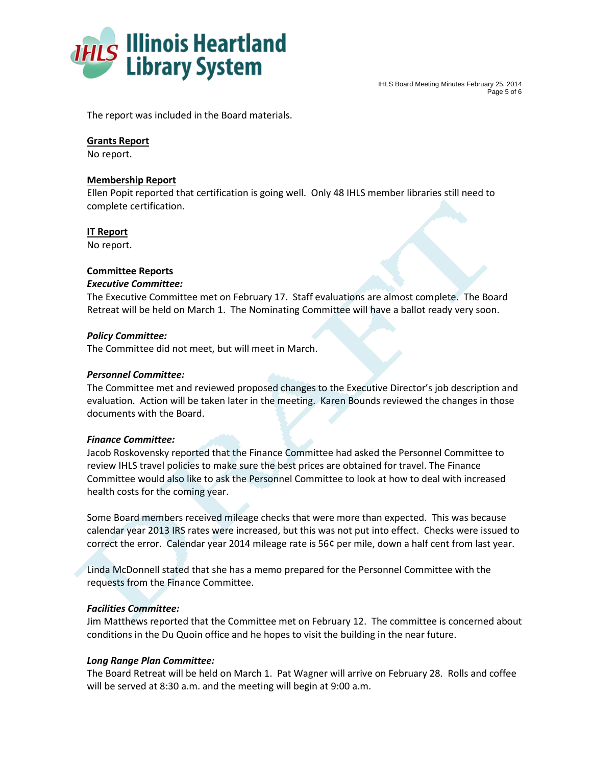The report was included in the Board materials.

**Grants Report**

No report.

**Membership Report**

Ellen Popit reported that certification is going well. Only 48 IHLS member libraries still need to complete certification.

**IT Report**

No report.

**Committee Reports**

***Executive Committee:***

The Executive Committee met on February 17. Staff evaluations are almost complete. The Board Retreat will be held on March 1. The Nominating Committee will have a ballot ready very soon.

***Policy Committee:***

The Committee did not meet, but will meet in March.

***Personnel Committee:***

The Committee met and reviewed proposed changes to the Executive Director's job description and evaluation. Action will be taken later in the meeting. Karen Bounds reviewed the changes in those documents with the Board.

***Finance Committee:***

Jacob Roskovensky reported that the Finance Committee had asked the Personnel Committee to review IHLS travel policies to make sure the best prices are obtained for travel. The Finance Committee would also like to ask the Personnel Committee to look at how to deal with increased health costs for the coming year.

Some Board members received mileage checks that were more than expected. This was because calendar year 2013 IRS rates were increased, but this was not put into effect. Checks were issued to correct the error. Calendar year 2014 mileage rate is 56¢ per mile, down a half cent from last year.

Linda McDonnell stated that she has a memo prepared for the Personnel Committee with the requests from the Finance Committee.

***Facilities Committee:***

Jim Matthews reported that the Committee met on February 12. The committee is concerned about conditions in the Du Quoin office and he hopes to visit the building in the near future.

***Long Range Plan Committee:***

The Board Retreat will be held on March 1. Pat Wagner will arrive on February 28. Rolls and coffee will be served at 8:30 a.m. and the meeting will begin at 9:00 a.m.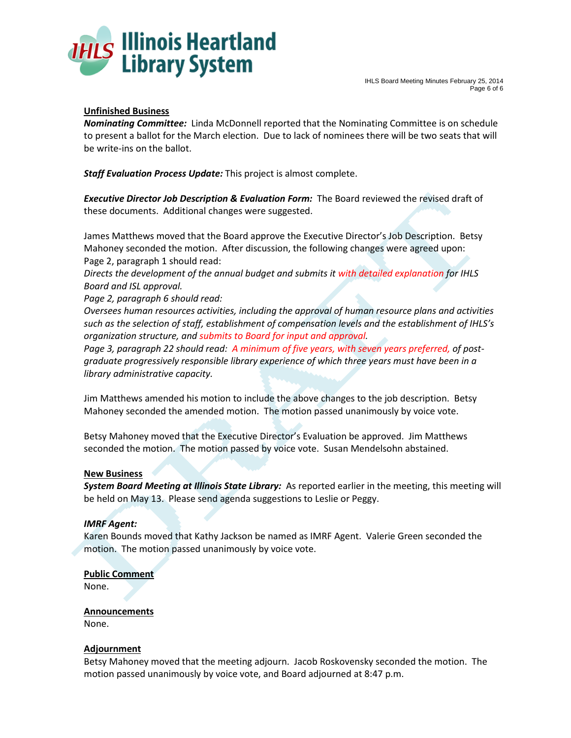**Unfinished Business**

***Nominating Committee:*** Linda McDonnell reported that the Nominating Committee is on schedule to present a ballot for the March election. Due to lack of nominees there will be two seats that will be write-ins on the ballot.

***Staff Evaluation Process Update:*** This project is almost complete.

***Executive Director Job Description & Evaluation Form:*** The Board reviewed the revised draft of these documents. Additional changes were suggested.

James Matthews moved that the Board approve the Executive Director's Job Description. Betsy Mahoney seconded the motion. After discussion, the following changes were agreed upon:
Page 2, paragraph 1 should read:
*Directs the development of the annual budget and submits it with detailed explanation for IHLS Board and ISL approval.*
*Page 2, paragraph 6 should read:*
*Oversees human resources activities, including the approval of human resource plans and activities such as the selection of staff, establishment of compensation levels and the establishment of IHLS's organization structure, and submits to Board for input and approval.*
*Page 3, paragraph 22 should read: A minimum of five years, with seven years preferred, of post-graduate progressively responsible library experience of which three years must have been in a library administrative capacity.*

Jim Matthews amended his motion to include the above changes to the job description. Betsy Mahoney seconded the amended motion. The motion passed unanimously by voice vote.

Betsy Mahoney moved that the Executive Director's Evaluation be approved. Jim Matthews seconded the motion. The motion passed by voice vote. Susan Mendelsohn abstained.

**New Business**

***System Board Meeting at Illinois State Library:*** As reported earlier in the meeting, this meeting will be held on May 13. Please send agenda suggestions to Leslie or Peggy.

***IMRF Agent:***
Karen Bounds moved that Kathy Jackson be named as IMRF Agent. Valerie Green seconded the motion. The motion passed unanimously by voice vote.

**Public Comment**

None.

**Announcements**

None.

**Adjournment**

Betsy Mahoney moved that the meeting adjourn. Jacob Roskovensky seconded the motion. The motion passed unanimously by voice vote, and Board adjourned at 8:47 p.m.